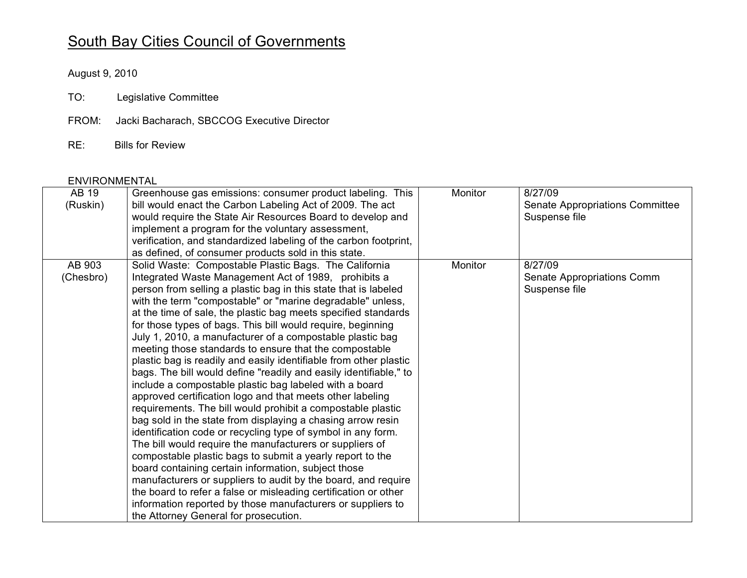# South Bay Cities Council of Governments

August 9, 2010

TO: Legislative Committee

FROM: Jacki Bacharach, SBCCOG Executive Director

RE: Bills for Review

ENVIRONMENTAL

| | | | |
|---|---|---|---|
| AB 19 (Ruskin) | Greenhouse gas emissions: consumer product labeling. This bill would enact the Carbon Labeling Act of 2009. The act would require the State Air Resources Board to develop and implement a program for the voluntary assessment, verification, and standardized labeling of the carbon footprint, as defined, of consumer products sold in this state. | Monitor | 8/27/09 Senate Appropriations Committee Suspense file |
| AB 903 (Chesbro) | Solid Waste: Compostable Plastic Bags. The California Integrated Waste Management Act of 1989, prohibits a person from selling a plastic bag in this state that is labeled with the term "compostable" or "marine degradable" unless, at the time of sale, the plastic bag meets specified standards for those types of bags. This bill would require, beginning July 1, 2010, a manufacturer of a compostable plastic bag meeting those standards to ensure that the compostable plastic bag is readily and easily identifiable from other plastic bags. The bill would define "readily and easily identifiable," to include a compostable plastic bag labeled with a board approved certification logo and that meets other labeling requirements. The bill would prohibit a compostable plastic bag sold in the state from displaying a chasing arrow resin identification code or recycling type of symbol in any form. The bill would require the manufacturers or suppliers of compostable plastic bags to submit a yearly report to the board containing certain information, subject those manufacturers or suppliers to audit by the board, and require the board to refer a false or misleading certification or other information reported by those manufacturers or suppliers to the Attorney General for prosecution. | Monitor | 8/27/09 Senate Appropriations Comm Suspense file |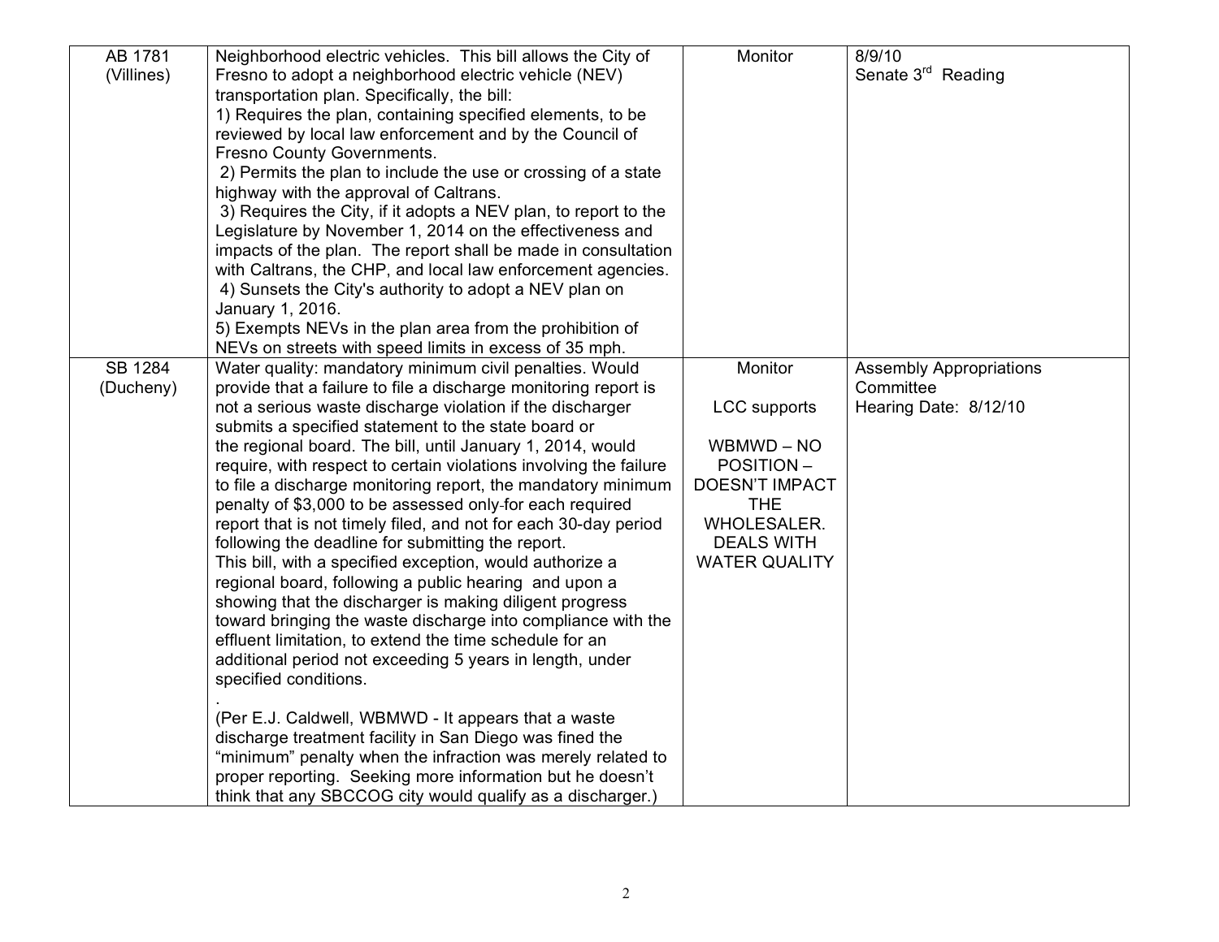| | | | |
|---|---|---|---|
| AB 1781 (Villines) | Neighborhood electric vehicles. This bill allows the City of Fresno to adopt a neighborhood electric vehicle (NEV) transportation plan. Specifically, the bill:<br>1) Requires the plan, containing specified elements, to be reviewed by local law enforcement and by the Council of Fresno County Governments.<br>2) Permits the plan to include the use or crossing of a state highway with the approval of Caltrans.<br>3) Requires the City, if it adopts a NEV plan, to report to the Legislature by November 1, 2014 on the effectiveness and impacts of the plan. The report shall be made in consultation with Caltrans, the CHP, and local law enforcement agencies.<br>4) Sunsets the City's authority to adopt a NEV plan on January 1, 2016.<br>5) Exempts NEVs in the plan area from the prohibition of NEVs on streets with speed limits in excess of 35 mph. | Monitor | 8/9/10<br>Senate 3rd Reading |
| SB 1284 (Ducheny) | Water quality: mandatory minimum civil penalties. Would provide that a failure to file a discharge monitoring report is not a serious waste discharge violation if the discharger submits a specified statement to the state board or the regional board. The bill, until January 1, 2014, would require, with respect to certain violations involving the failure to file a discharge monitoring report, the mandatory minimum penalty of $3,000 to be assessed only for each required report that is not timely filed, and not for each 30-day period following the deadline for submitting the report.<br>This bill, with a specified exception, would authorize a regional board, following a public hearing and upon a showing that the discharger is making diligent progress toward bringing the waste discharge into compliance with the effluent limitation, to extend the time schedule for an additional period not exceeding 5 years in length, under specified conditions.<br>.<br>(Per E.J. Caldwell, WBMWD - It appears that a waste discharge treatment facility in San Diego was fined the "minimum" penalty when the infraction was merely related to proper reporting. Seeking more information but he doesn't think that any SBCCOG city would qualify as a discharger.) | Monitor<br><br>LCC supports<br><br>WBMWD – NO POSITION – DOESN'T IMPACT THE WHOLESALER. DEALS WITH WATER QUALITY | Assembly Appropriations Committee<br>Hearing Date: 8/12/10 |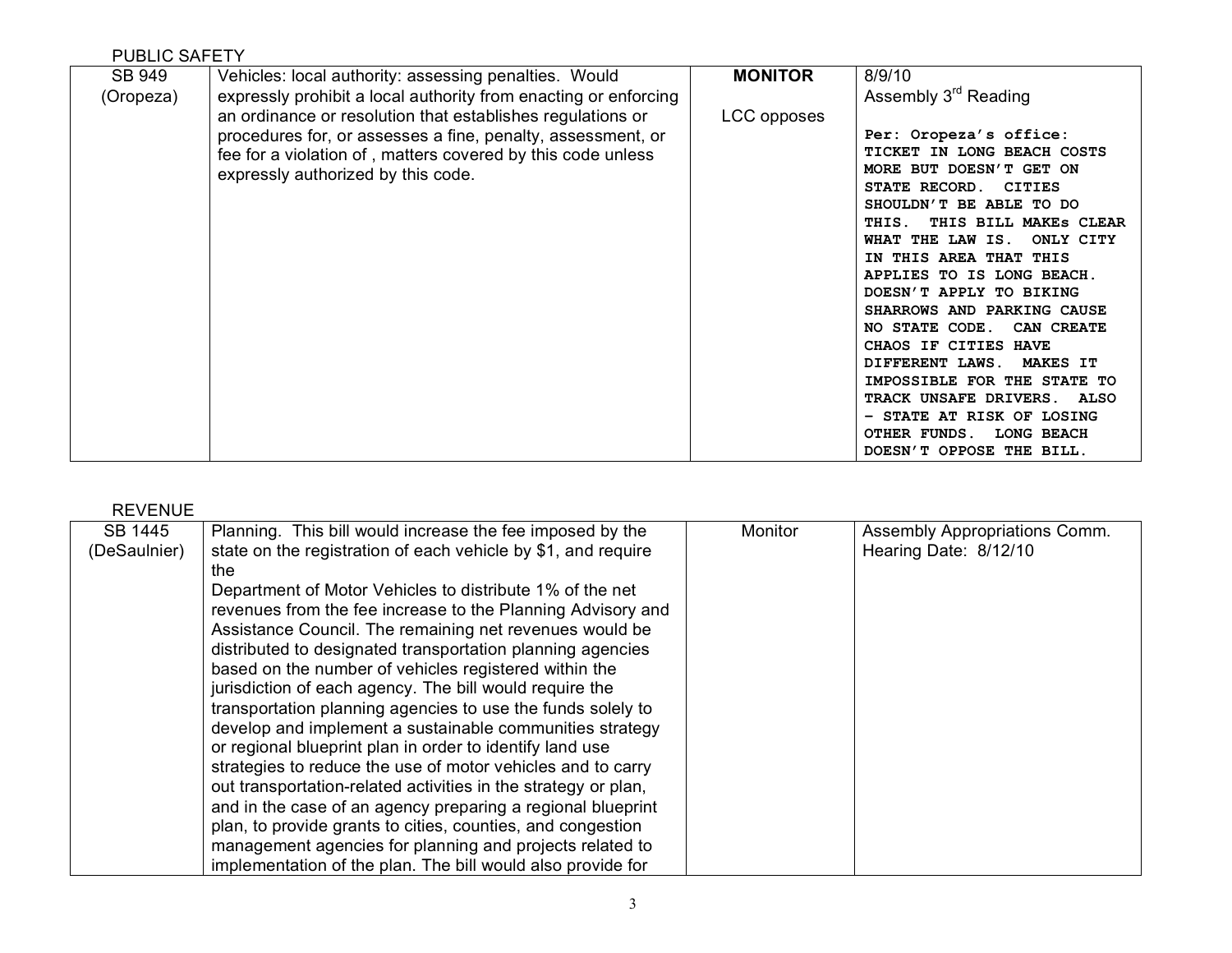PUBLIC SAFETY

| | | | |
|---|---|---|---|
| SB 949 (Oropeza) | Vehicles: local authority: assessing penalties. Would expressly prohibit a local authority from enacting or enforcing an ordinance or resolution that establishes regulations or procedures for, or assesses a fine, penalty, assessment, or fee for a violation of , matters covered by this code unless expressly authorized by this code. | **MONITOR**<br><br>LCC opposes | 8/9/10<br>Assembly 3rd Reading<br><br>**Per: Oropeza's office: TICKET IN LONG BEACH COSTS MORE BUT DOESN'T GET ON STATE RECORD. CITIES SHOULDN'T BE ABLE TO DO THIS. THIS BILL MAKEs CLEAR WHAT THE LAW IS. ONLY CITY IN THIS AREA THAT THIS APPLIES TO IS LONG BEACH. DOESN'T APPLY TO BIKING SHARROWS AND PARKING CAUSE NO STATE CODE. CAN CREATE CHAOS IF CITIES HAVE DIFFERENT LAWS. MAKES IT IMPOSSIBLE FOR THE STATE TO TRACK UNSAFE DRIVERS. ALSO – STATE AT RISK OF LOSING OTHER FUNDS. LONG BEACH DOESN'T OPPOSE THE BILL.** |

REVENUE

| | | | |
|---|---|---|---|
| SB 1445 (DeSaulnier) | Planning. This bill would increase the fee imposed by the state on the registration of each vehicle by $1, and require the<br>Department of Motor Vehicles to distribute 1% of the net revenues from the fee increase to the Planning Advisory and Assistance Council. The remaining net revenues would be distributed to designated transportation planning agencies based on the number of vehicles registered within the jurisdiction of each agency. The bill would require the transportation planning agencies to use the funds solely to develop and implement a sustainable communities strategy or regional blueprint plan in order to identify land use strategies to reduce the use of motor vehicles and to carry out transportation-related activities in the strategy or plan, and in the case of an agency preparing a regional blueprint plan, to provide grants to cities, counties, and congestion management agencies for planning and projects related to implementation of the plan. The bill would also provide for | Monitor | Assembly Appropriations Comm. Hearing Date: 8/12/10 |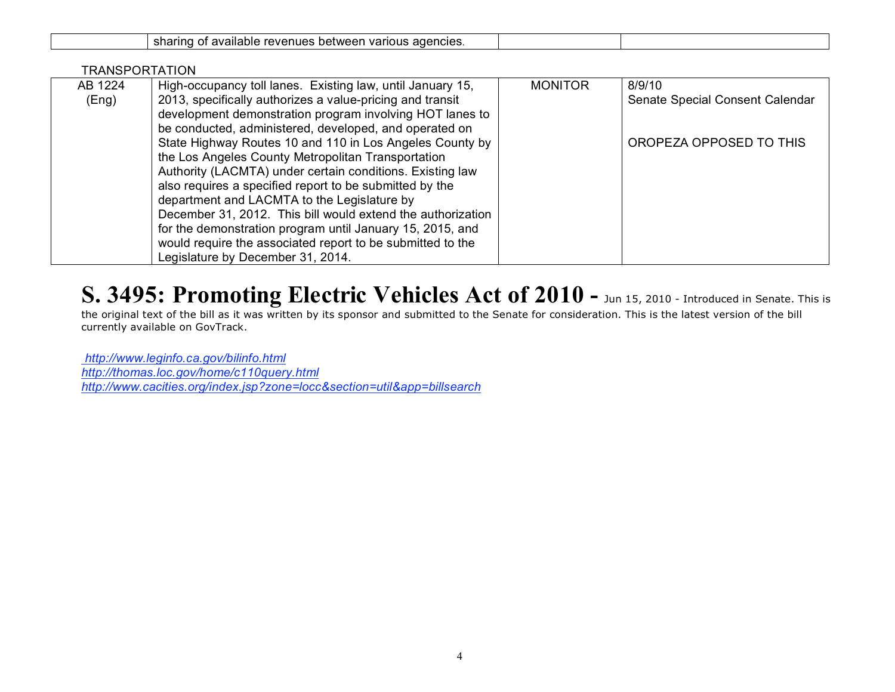| | | | |
|---|---|---|---|
| | sharing of available revenues between various agencies. | | |

TRANSPORTATION

| | | | |
|---|---|---|---|
| AB 1224 (Eng) | High-occupancy toll lanes. Existing law, until January 15, 2013, specifically authorizes a value-pricing and transit development demonstration program involving HOT lanes to be conducted, administered, developed, and operated on State Highway Routes 10 and 110 in Los Angeles County by the Los Angeles County Metropolitan Transportation Authority (LACMTA) under certain conditions. Existing law also requires a specified report to be submitted by the department and LACMTA to the Legislature by December 31, 2012. This bill would extend the authorization for the demonstration program until January 15, 2015, and would require the associated report to be submitted to the Legislature by December 31, 2014. | MONITOR | 8/9/10 Senate Special Consent Calendar<br><br>OROPEZA OPPOSED TO THIS |

**S. 3495: Promoting Electric Vehicles Act of 2010 -** Jun 15, 2010 - Introduced in Senate. This is the original text of the bill as it was written by its sponsor and submitted to the Senate for consideration. This is the latest version of the bill currently available on GovTrack.

*http://www.leginfo.ca.gov/bilinfo.html*
*http://thomas.loc.gov/home/c110query.html*
*http://www.cacities.org/index.jsp?zone=locc&section=util&app=billsearch*